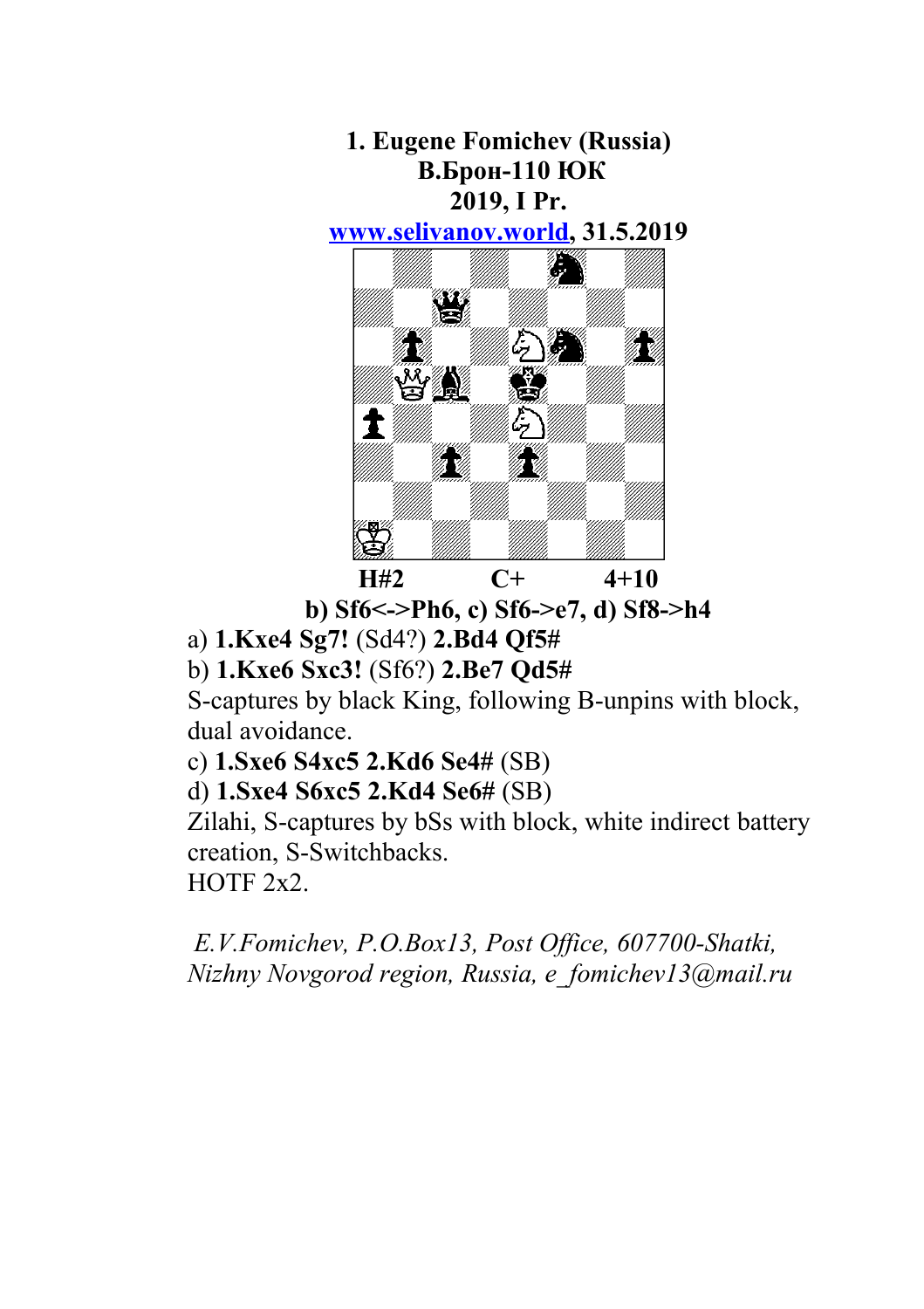**1. Eugene Fomichev (Russia)**
**В.Брон-110 ЮК**
**2019, I Pr.**
**www.selivanov.world, 31.5.2019**

**H#2 C+ 4+10**

**b) Sf6<->Ph6, c) Sf6->e7, d) Sf8->h4**

a) **1.Kxe4 Sg7!** (Sd4?) **2.Bd4 Qf5#**

b) **1.Kxe6 Sxc3!** (Sf6?) **2.Be7 Qd5#**

S-captures by black King, following B-unpins with block, dual avoidance.

c) **1.Sxe6 S4xc5 2.Kd6 Se4#** (SB)

d) **1.Sxe4 S6xc5 2.Kd4 Se6#** (SB)

Zilahi, S-captures by bSs with block, white indirect battery creation, S-Switchbacks.

HOTF 2x2.

*E.V.Fomichev, P.O.Box13, Post Office, 607700-Shatki, Nizhny Novgorod region, Russia, e_fomichev13@mail.ru*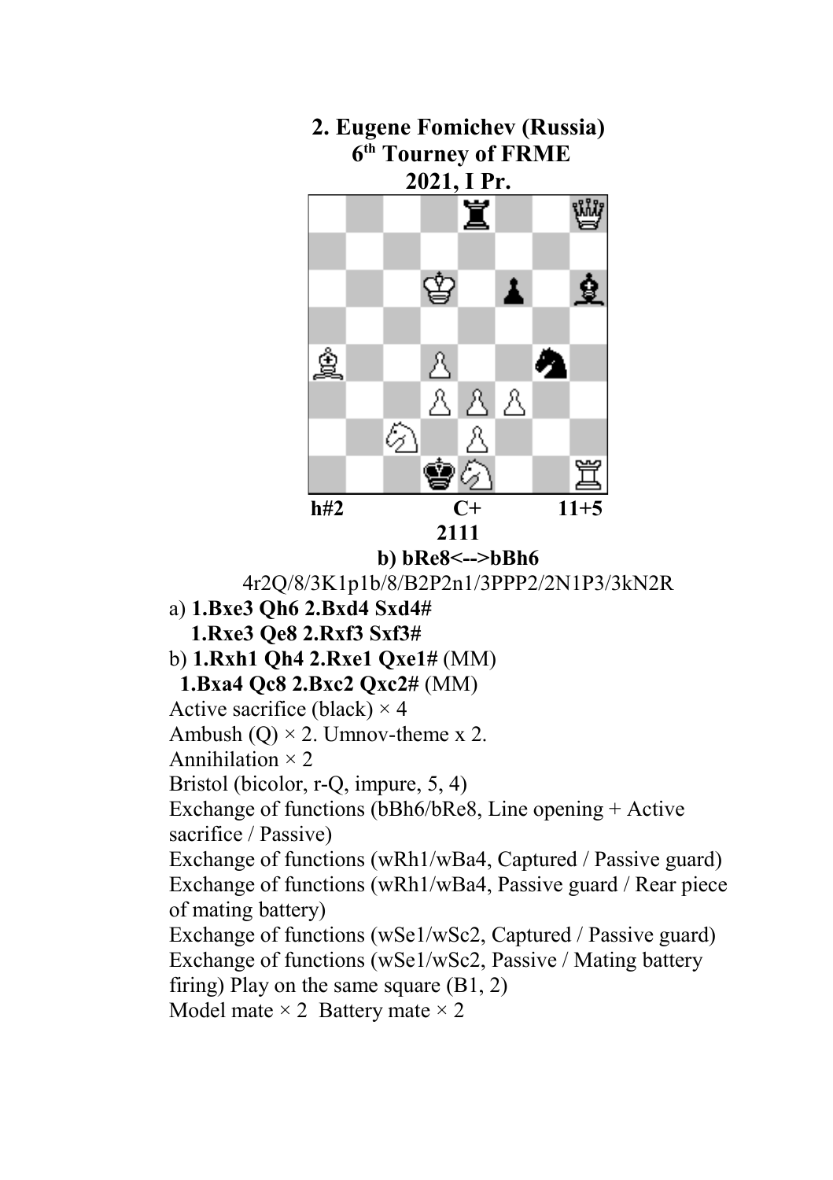**2. Eugene Fomichev (Russia)**
**6th Tourney of FRME**
**2021, I Pr.**

h#2 C+ 11+5

2111

**b) bRe8<-->bBh6**

4r2Q/8/3K1p1b/8/B2P2n1/3PPP2/2N1P3/3kN2R

a) **1.Bxe3 Qh6 2.Bxd4 Sxd4#**
**1.Rxe3 Qe8 2.Rxf3 Sxf3#**

b) **1.Rxh1 Qh4 2.Rxe1 Qxe1#** (MM)
**1.Bxa4 Qc8 2.Bxc2 Qxc2#** (MM)

Active sacrifice (black) × 4

Ambush (Q) × 2. Umnov-theme x 2.

Annihilation × 2

Bristol (bicolor, r-Q, impure, 5, 4)

Exchange of functions (bBh6/bRe8, Line opening + Active sacrifice / Passive)

Exchange of functions (wRh1/wBa4, Captured / Passive guard)

Exchange of functions (wRh1/wBa4, Passive guard / Rear piece of mating battery)

Exchange of functions (wSe1/wSc2, Captured / Passive guard)

Exchange of functions (wSe1/wSc2, Passive / Mating battery firing) Play on the same square (B1, 2)

Model mate × 2 Battery mate × 2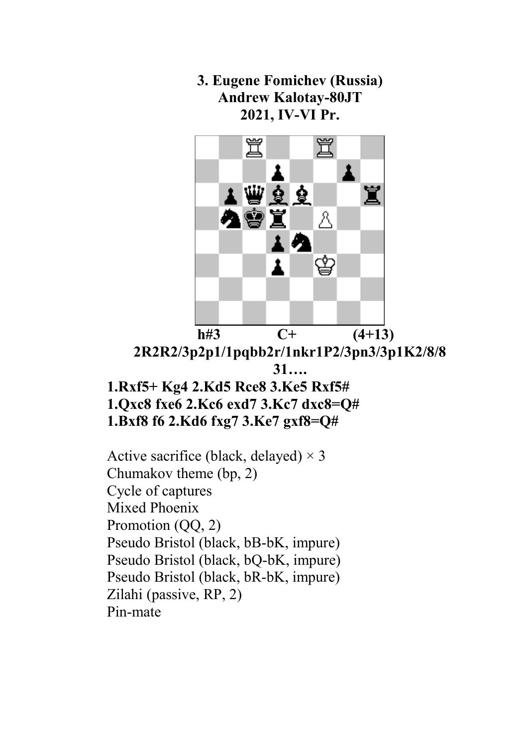**3. Eugene Fomichev (Russia)**
**Andrew Kalotay-80JT**
**2021, IV-VI Pr.**

**h#3 C+ (4+13)**

**2R2R2/3p2p1/1pqbb2r/1nkr1P2/3pn3/3p1K2/8/8**

**31….**

**1.Rxf5+ Kg4 2.Kd5 Rce8 3.Ke5 Rxf5#**
**1.Qxc8 fxe6 2.Kc6 exd7 3.Kc7 dxc8=Q#**
**1.Bxf8 f6 2.Kd6 fxg7 3.Ke7 gxf8=Q#**

Active sacrifice (black, delayed) × 3
Chumakov theme (bp, 2)
Cycle of captures
Mixed Phoenix
Promotion (QQ, 2)
Pseudo Bristol (black, bB-bK, impure)
Pseudo Bristol (black, bQ-bK, impure)
Pseudo Bristol (black, bR-bK, impure)
Zilahi (passive, RP, 2)
Pin-mate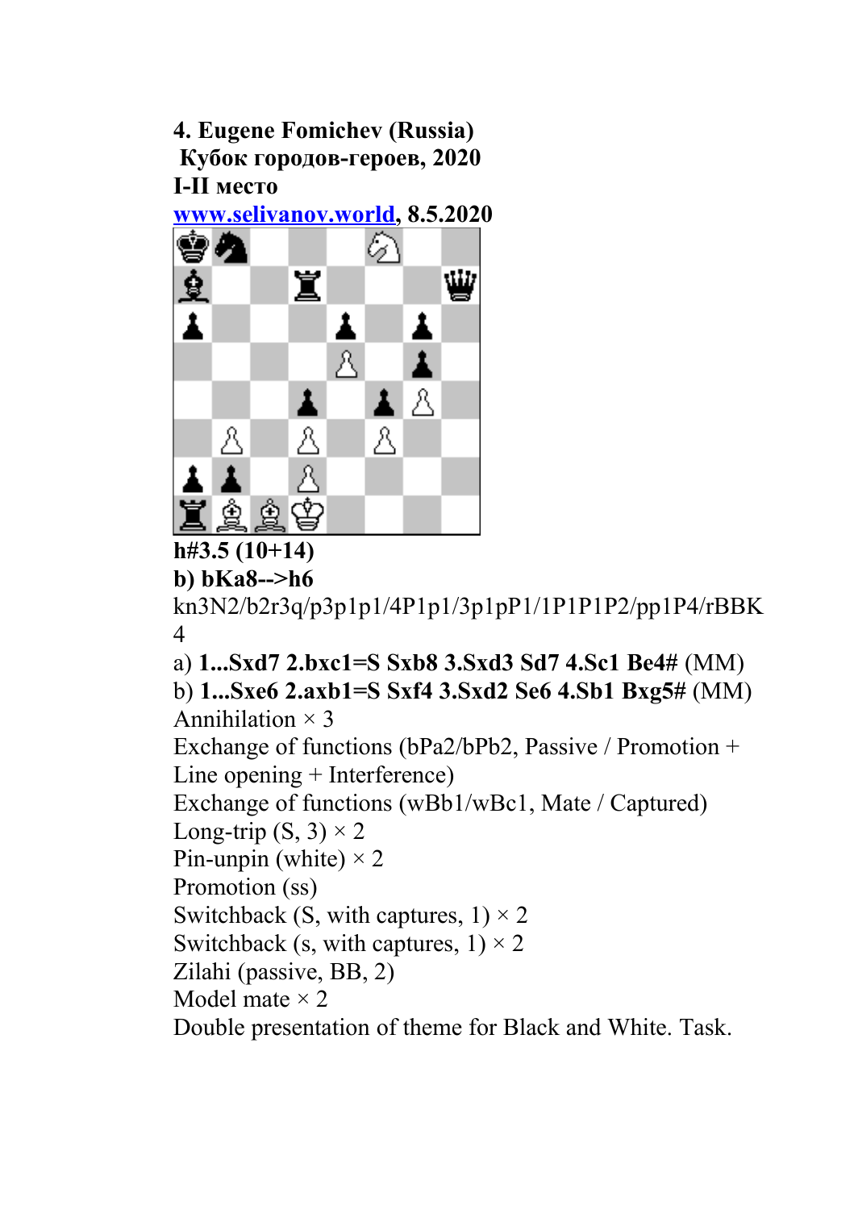**4. Eugene Fomichev (Russia)**
**Кубок городов-героев, 2020**
**I-II место**
**[www.selivanov.world](http://www.selivanov.world), 8.5.2020**

**h#3.5 (10+14)**
**b) bKa8-->h6**
kn3N2/b2r3q/p3p1p1/4P1p1/3p1pP1/1P1P1P2/pp1P4/rBBK4

a) **1...Sxd7 2.bxc1=S Sxb8 3.Sxd3 Sd7 4.Sc1 Be4#** (MM)
b) **1...Sxe6 2.axb1=S Sxf4 3.Sxd2 Se6 4.Sb1 Bxg5#** (MM)

Annihilation × 3
Exchange of functions (bPa2/bPb2, Passive / Promotion + Line opening + Interference)
Exchange of functions (wBb1/wBc1, Mate / Captured)
Long-trip (S, 3) × 2
Pin-unpin (white) × 2
Promotion (ss)
Switchback (S, with captures, 1) × 2
Switchback (s, with captures, 1) × 2
Zilahi (passive, BB, 2)
Model mate × 2
Double presentation of theme for Black and White. Task.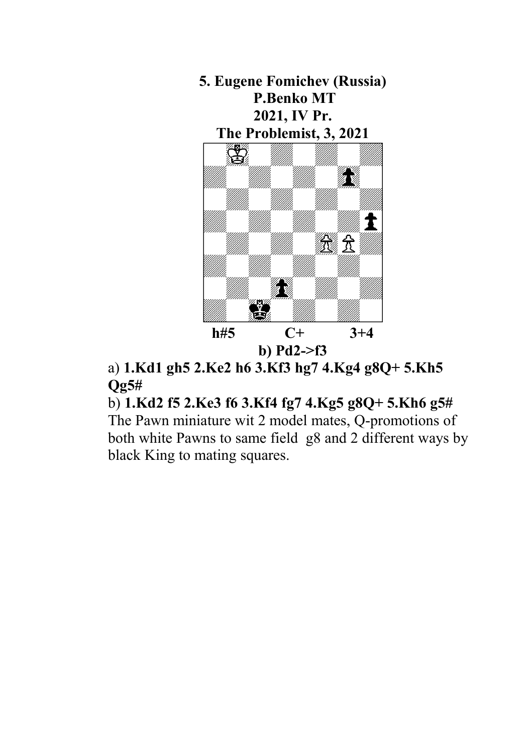**5. Eugene Fomichev (Russia)**
**P.Benko MT**
**2021, IV Pr.**
**The Problemist, 3, 2021**

**h#5 C+ 3+4**

**b) Pd2->f3**

a) **1.Kd1 gh5 2.Ke2 h6 3.Kf3 hg7 4.Kg4 g8Q+ 5.Kh5 Qg5#**

b) **1.Kd2 f5 2.Ke3 f6 3.Kf4 fg7 4.Kg5 g8Q+ 5.Kh6 g5#**

The Pawn miniature wit 2 model mates, Q-promotions of both white Pawns to same field g8 and 2 different ways by black King to mating squares.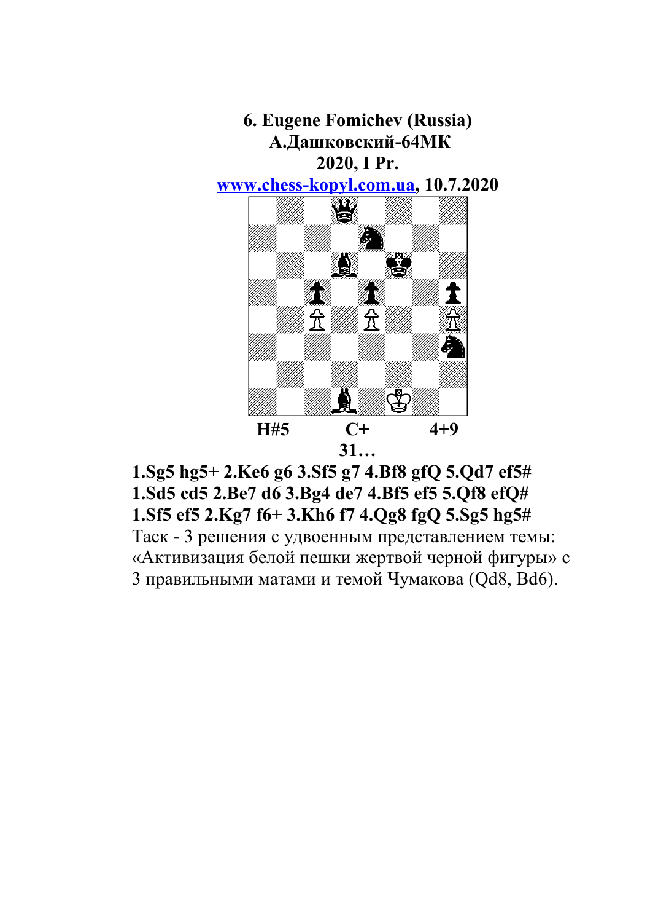**6. Eugene Fomichev (Russia)**
**А.Дашковский-64МК**
**2020, I Pr.**
**www.chess-kopyl.com.ua, 10.7.2020**

**H#5 C+ 4+9**
**31…**

**1.Sg5 hg5+ 2.Ke6 g6 3.Sf5 g7 4.Bf8 gfQ 5.Qd7 ef5#**
**1.Sd5 cd5 2.Be7 d6 3.Bg4 de7 4.Bf5 ef5 5.Qf8 efQ#**
**1.Sf5 ef5 2.Kg7 f6+ 3.Kh6 f7 4.Qg8 fgQ 5.Sg5 hg5#**

Таск - 3 решения с удвоенным представлением темы: «Активизация белой пешки жертвой черной фигуры» с 3 правильными матами и темой Чумакова (Qd8, Bd6).